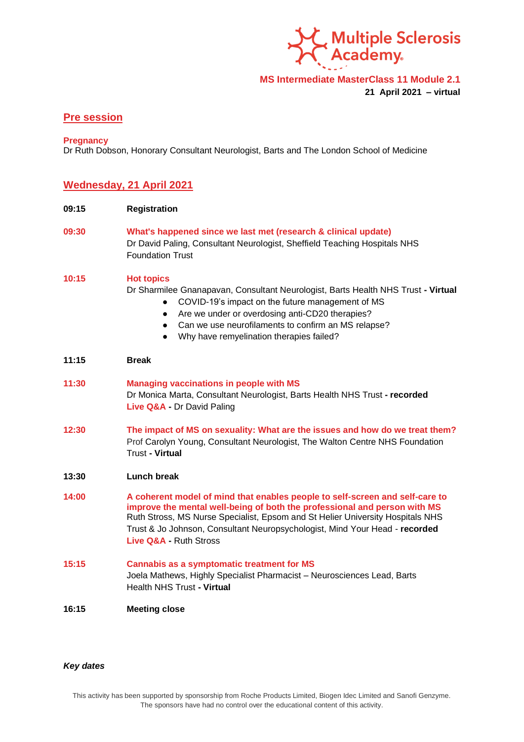Multiple Sclerosis Academy

**MS Intermediate MasterClass 11 Module 2.1**

**21 April 2021 – virtual**

## Pre session

**Pregnancy**
Dr Ruth Dobson, Honorary Consultant Neurologist, Barts and The London School of Medicine

## Wednesday, 21 April 2021

**09:15** **Registration**

**09:30** **What's happened since we last met (research & clinical update)**
Dr David Paling, Consultant Neurologist, Sheffield Teaching Hospitals NHS Foundation Trust

**10:15** **Hot topics**
Dr Sharmilee Gnanapavan, Consultant Neurologist, Barts Health NHS Trust **- Virtual**

- COVID-19's impact on the future management of MS
- Are we under or overdosing anti-CD20 therapies?
- Can we use neurofilaments to confirm an MS relapse?
- Why have remyelination therapies failed?

**11:15** **Break**

**11:30** **Managing vaccinations in people with MS**
Dr Monica Marta, Consultant Neurologist, Barts Health NHS Trust **- recorded**
**Live Q&A -** Dr David Paling

**12:30** **The impact of MS on sexuality: What are the issues and how do we treat them?**
Prof Carolyn Young, Consultant Neurologist, The Walton Centre NHS Foundation Trust **- Virtual**

**13:30** **Lunch break**

**14:00** **A coherent model of mind that enables people to self-screen and self-care to improve the mental well-being of both the professional and person with MS**
Ruth Stross, MS Nurse Specialist, Epsom and St Helier University Hospitals NHS Trust & Jo Johnson, Consultant Neuropsychologist, Mind Your Head - **recorded**
**Live Q&A -** Ruth Stross

**15:15** **Cannabis as a symptomatic treatment for MS**
Joela Mathews, Highly Specialist Pharmacist – Neurosciences Lead, Barts Health NHS Trust **- Virtual**

**16:15** **Meeting close**

***Key dates***

This activity has been supported by sponsorship from Roche Products Limited, Biogen Idec Limited and Sanofi Genzyme. The sponsors have had no control over the educational content of this activity.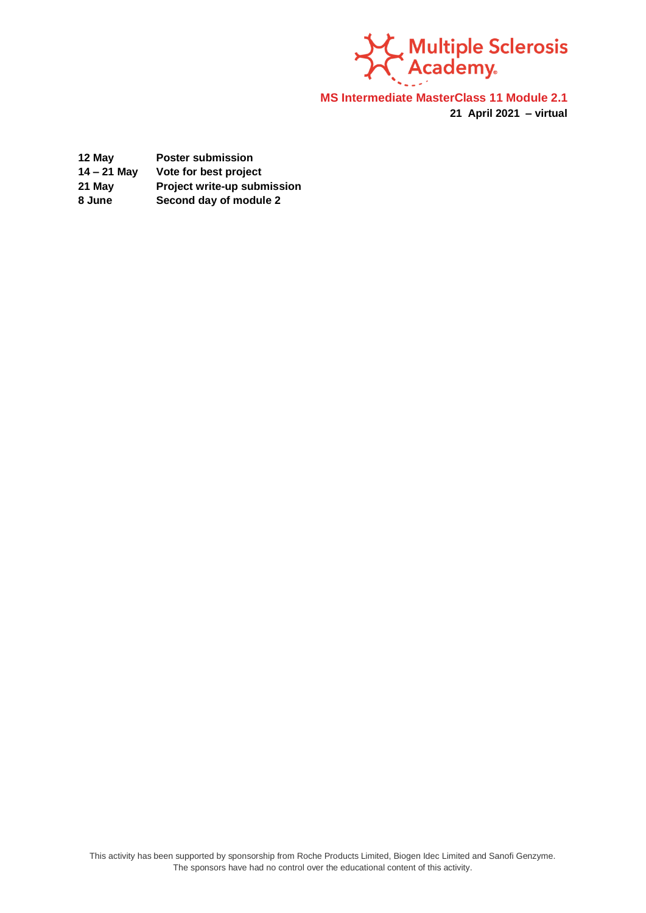**MS Intermediate MasterClass 11 Module 2.1**

**21 April 2021 – virtual**

| | |
|---|---|
| **12 May** | **Poster submission** |
| **14 – 21 May** | **Vote for best project** |
| **21 May** | **Project write-up submission** |
| **8 June** | **Second day of module 2** |

This activity has been supported by sponsorship from Roche Products Limited, Biogen Idec Limited and Sanofi Genzyme. The sponsors have had no control over the educational content of this activity.